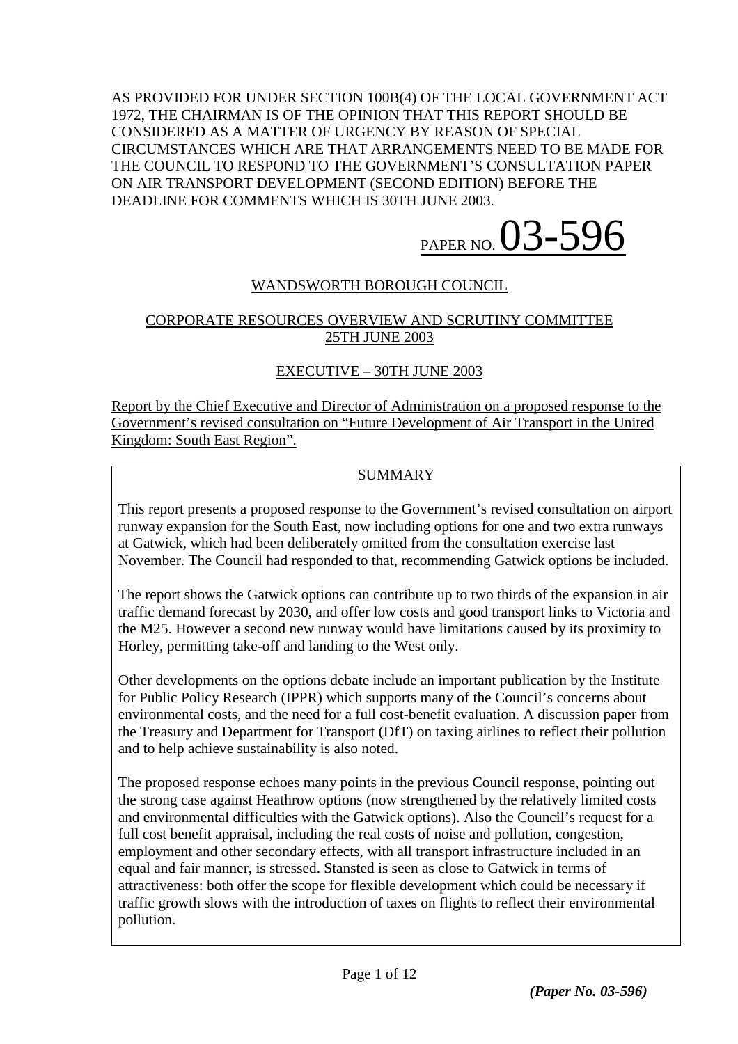AS PROVIDED FOR UNDER SECTION 100B(4) OF THE LOCAL GOVERNMENT ACT 1972, THE CHAIRMAN IS OF THE OPINION THAT THIS REPORT SHOULD BE CONSIDERED AS A MATTER OF URGENCY BY REASON OF SPECIAL CIRCUMSTANCES WHICH ARE THAT ARRANGEMENTS NEED TO BE MADE FOR THE COUNCIL TO RESPOND TO THE GOVERNMENT'S CONSULTATION PAPER ON AIR TRANSPORT DEVELOPMENT (SECOND EDITION) BEFORE THE DEADLINE FOR COMMENTS WHICH IS 30TH JUNE 2003.

PAPER NO. 03-596

WANDSWORTH BOROUGH COUNCIL

CORPORATE RESOURCES OVERVIEW AND SCRUTINY COMMITTEE
25TH JUNE 2003

EXECUTIVE – 30TH JUNE 2003

Report by the Chief Executive and Director of Administration on a proposed response to the Government's revised consultation on "Future Development of Air Transport in the United Kingdom: South East Region".

## SUMMARY

This report presents a proposed response to the Government's revised consultation on airport runway expansion for the South East, now including options for one and two extra runways at Gatwick, which had been deliberately omitted from the consultation exercise last November. The Council had responded to that, recommending Gatwick options be included.

The report shows the Gatwick options can contribute up to two thirds of the expansion in air traffic demand forecast by 2030, and offer low costs and good transport links to Victoria and the M25. However a second new runway would have limitations caused by its proximity to Horley, permitting take-off and landing to the West only.

Other developments on the options debate include an important publication by the Institute for Public Policy Research (IPPR) which supports many of the Council's concerns about environmental costs, and the need for a full cost-benefit evaluation. A discussion paper from the Treasury and Department for Transport (DfT) on taxing airlines to reflect their pollution and to help achieve sustainability is also noted.

The proposed response echoes many points in the previous Council response, pointing out the strong case against Heathrow options (now strengthened by the relatively limited costs and environmental difficulties with the Gatwick options). Also the Council's request for a full cost benefit appraisal, including the real costs of noise and pollution, congestion, employment and other secondary effects, with all transport infrastructure included in an equal and fair manner, is stressed. Stansted is seen as close to Gatwick in terms of attractiveness: both offer the scope for flexible development which could be necessary if traffic growth slows with the introduction of taxes on flights to reflect their environmental pollution.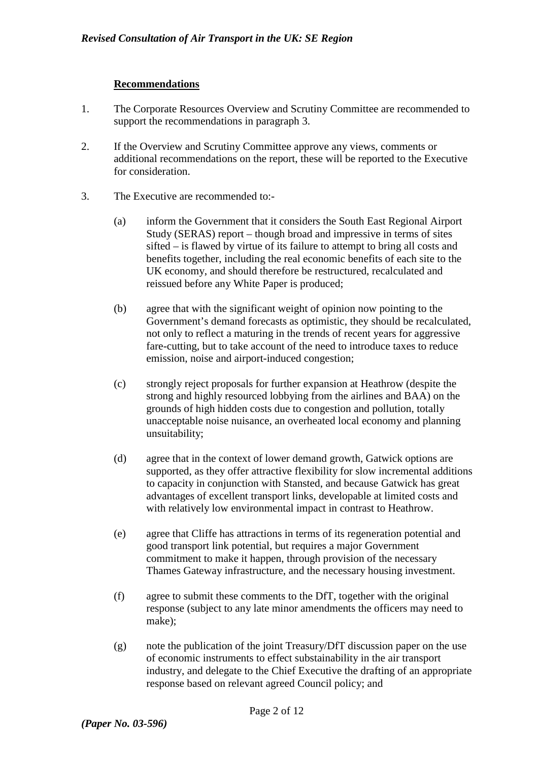**Recommendations**

1. The Corporate Resources Overview and Scrutiny Committee are recommended to support the recommendations in paragraph 3.

2. If the Overview and Scrutiny Committee approve any views, comments or additional recommendations on the report, these will be reported to the Executive for consideration.

3. The Executive are recommended to:-

   (a) inform the Government that it considers the South East Regional Airport Study (SERAS) report – though broad and impressive in terms of sites sifted – is flawed by virtue of its failure to attempt to bring all costs and benefits together, including the real economic benefits of each site to the UK economy, and should therefore be restructured, recalculated and reissued before any White Paper is produced;

   (b) agree that with the significant weight of opinion now pointing to the Government's demand forecasts as optimistic, they should be recalculated, not only to reflect a maturing in the trends of recent years for aggressive fare-cutting, but to take account of the need to introduce taxes to reduce emission, noise and airport-induced congestion;

   (c) strongly reject proposals for further expansion at Heathrow (despite the strong and highly resourced lobbying from the airlines and BAA) on the grounds of high hidden costs due to congestion and pollution, totally unacceptable noise nuisance, an overheated local economy and planning unsuitability;

   (d) agree that in the context of lower demand growth, Gatwick options are supported, as they offer attractive flexibility for slow incremental additions to capacity in conjunction with Stansted, and because Gatwick has great advantages of excellent transport links, developable at limited costs and with relatively low environmental impact in contrast to Heathrow.

   (e) agree that Cliffe has attractions in terms of its regeneration potential and good transport link potential, but requires a major Government commitment to make it happen, through provision of the necessary Thames Gateway infrastructure, and the necessary housing investment.

   (f) agree to submit these comments to the DfT, together with the original response (subject to any late minor amendments the officers may need to make);

   (g) note the publication of the joint Treasury/DfT discussion paper on the use of economic instruments to effect substainability in the air transport industry, and delegate to the Chief Executive the drafting of an appropriate response based on relevant agreed Council policy; and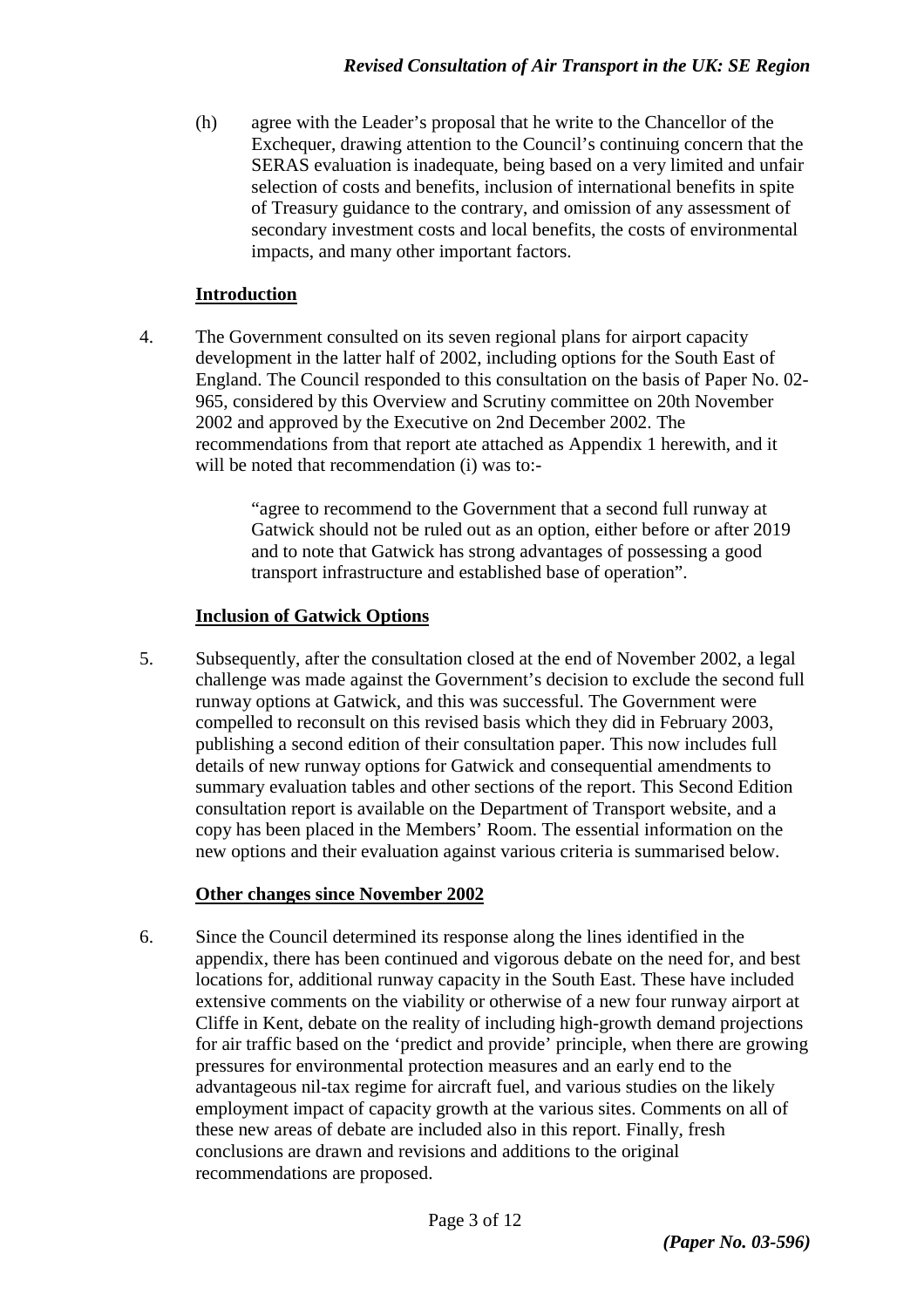(h) agree with the Leader's proposal that he write to the Chancellor of the Exchequer, drawing attention to the Council's continuing concern that the SERAS evaluation is inadequate, being based on a very limited and unfair selection of costs and benefits, inclusion of international benefits in spite of Treasury guidance to the contrary, and omission of any assessment of secondary investment costs and local benefits, the costs of environmental impacts, and many other important factors.

## Introduction

4. The Government consulted on its seven regional plans for airport capacity development in the latter half of 2002, including options for the South East of England. The Council responded to this consultation on the basis of Paper No. 02-965, considered by this Overview and Scrutiny committee on 20th November 2002 and approved by the Executive on 2nd December 2002. The recommendations from that report ate attached as Appendix 1 herewith, and it will be noted that recommendation (i) was to:-

> "agree to recommend to the Government that a second full runway at Gatwick should not be ruled out as an option, either before or after 2019 and to note that Gatwick has strong advantages of possessing a good transport infrastructure and established base of operation".

## Inclusion of Gatwick Options

5. Subsequently, after the consultation closed at the end of November 2002, a legal challenge was made against the Government's decision to exclude the second full runway options at Gatwick, and this was successful. The Government were compelled to reconsult on this revised basis which they did in February 2003, publishing a second edition of their consultation paper. This now includes full details of new runway options for Gatwick and consequential amendments to summary evaluation tables and other sections of the report. This Second Edition consultation report is available on the Department of Transport website, and a copy has been placed in the Members' Room. The essential information on the new options and their evaluation against various criteria is summarised below.

## Other changes since November 2002

6. Since the Council determined its response along the lines identified in the appendix, there has been continued and vigorous debate on the need for, and best locations for, additional runway capacity in the South East. These have included extensive comments on the viability or otherwise of a new four runway airport at Cliffe in Kent, debate on the reality of including high-growth demand projections for air traffic based on the 'predict and provide' principle, when there are growing pressures for environmental protection measures and an early end to the advantageous nil-tax regime for aircraft fuel, and various studies on the likely employment impact of capacity growth at the various sites. Comments on all of these new areas of debate are included also in this report. Finally, fresh conclusions are drawn and revisions and additions to the original recommendations are proposed.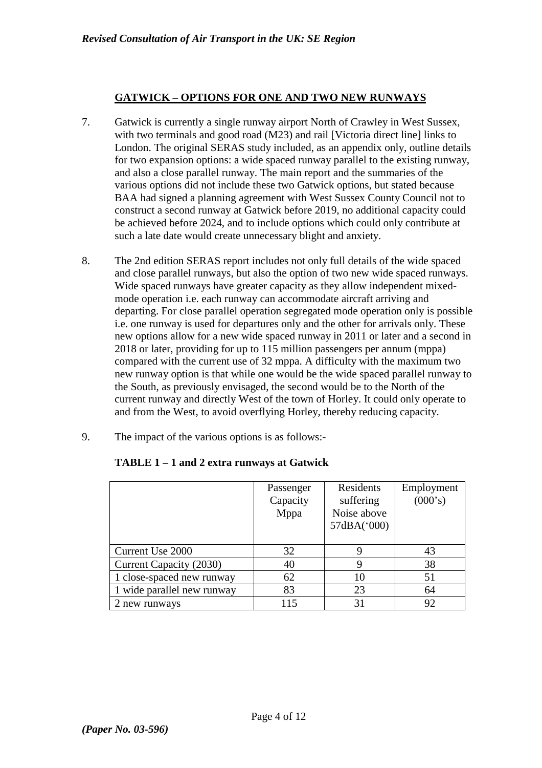## GATWICK – OPTIONS FOR ONE AND TWO NEW RUNWAYS

7. Gatwick is currently a single runway airport North of Crawley in West Sussex, with two terminals and good road (M23) and rail [Victoria direct line] links to London. The original SERAS study included, as an appendix only, outline details for two expansion options: a wide spaced runway parallel to the existing runway, and also a close parallel runway. The main report and the summaries of the various options did not include these two Gatwick options, but stated because BAA had signed a planning agreement with West Sussex County Council not to construct a second runway at Gatwick before 2019, no additional capacity could be achieved before 2024, and to include options which could only contribute at such a late date would create unnecessary blight and anxiety.

8. The 2nd edition SERAS report includes not only full details of the wide spaced and close parallel runways, but also the option of two new wide spaced runways. Wide spaced runways have greater capacity as they allow independent mixed-mode operation i.e. each runway can accommodate aircraft arriving and departing. For close parallel operation segregated mode operation only is possible i.e. one runway is used for departures only and the other for arrivals only. These new options allow for a new wide spaced runway in 2011 or later and a second in 2018 or later, providing for up to 115 million passengers per annum (mppa) compared with the current use of 32 mppa. A difficulty with the maximum two new runway option is that while one would be the wide spaced parallel runway to the South, as previously envisaged, the second would be to the North of the current runway and directly West of the town of Horley. It could only operate to and from the West, to avoid overflying Horley, thereby reducing capacity.

9. The impact of the various options is as follows:-

**TABLE 1 – 1 and 2 extra runways at Gatwick**

| | Passenger Capacity Mppa | Residents suffering Noise above 57dBA('000) | Employment (000's) |
|---|---|---|---|
| Current Use 2000 | 32 | 9 | 43 |
| Current Capacity (2030) | 40 | 9 | 38 |
| 1 close-spaced new runway | 62 | 10 | 51 |
| 1 wide parallel new runway | 83 | 23 | 64 |
| 2 new runways | 115 | 31 | 92 |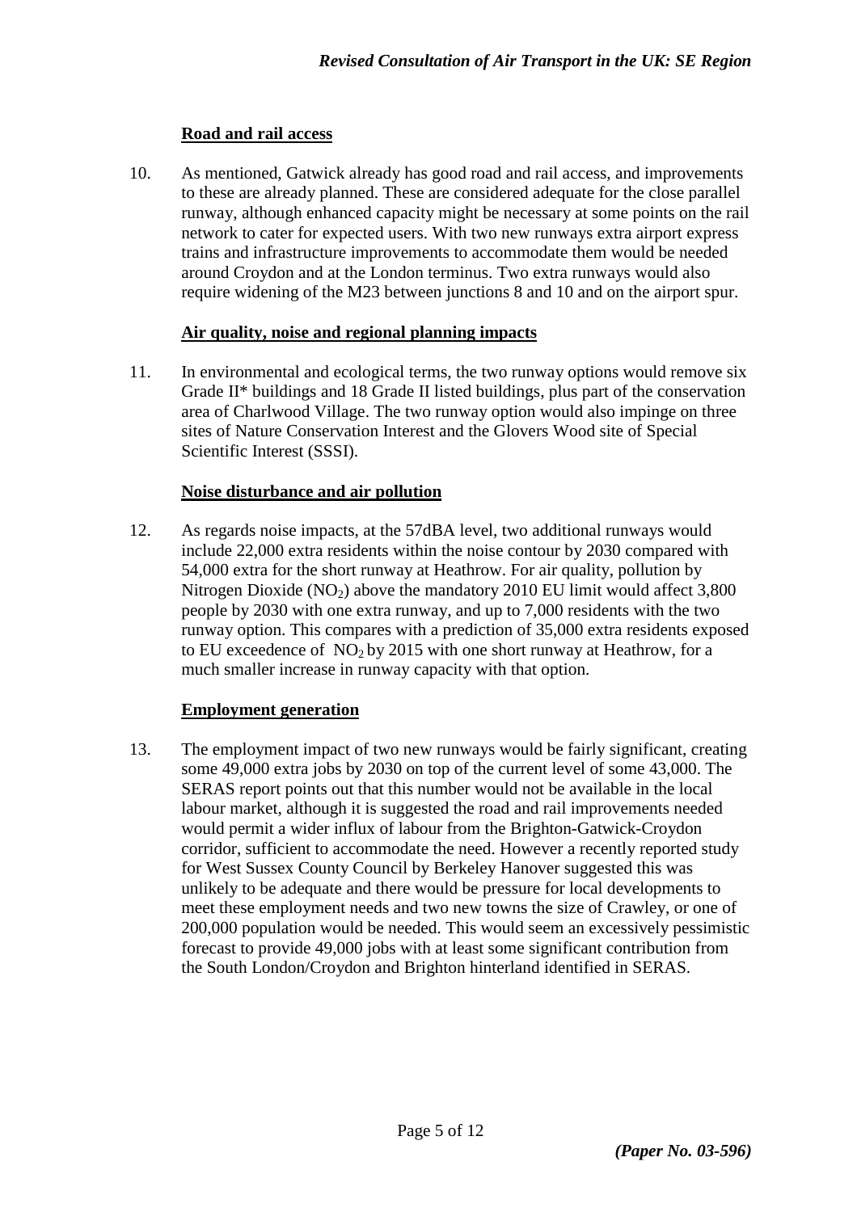**Road and rail access**

10. As mentioned, Gatwick already has good road and rail access, and improvements to these are already planned. These are considered adequate for the close parallel runway, although enhanced capacity might be necessary at some points on the rail network to cater for expected users. With two new runways extra airport express trains and infrastructure improvements to accommodate them would be needed around Croydon and at the London terminus. Two extra runways would also require widening of the M23 between junctions 8 and 10 and on the airport spur.

**Air quality, noise and regional planning impacts**

11. In environmental and ecological terms, the two runway options would remove six Grade II* buildings and 18 Grade II listed buildings, plus part of the conservation area of Charlwood Village. The two runway option would also impinge on three sites of Nature Conservation Interest and the Glovers Wood site of Special Scientific Interest (SSSI).

**Noise disturbance and air pollution**

12. As regards noise impacts, at the 57dBA level, two additional runways would include 22,000 extra residents within the noise contour by 2030 compared with 54,000 extra for the short runway at Heathrow. For air quality, pollution by Nitrogen Dioxide ($NO_2$) above the mandatory 2010 EU limit would affect 3,800 people by 2030 with one extra runway, and up to 7,000 residents with the two runway option. This compares with a prediction of 35,000 extra residents exposed to EU exceedence of $NO_2$ by 2015 with one short runway at Heathrow, for a much smaller increase in runway capacity with that option.

**Employment generation**

13. The employment impact of two new runways would be fairly significant, creating some 49,000 extra jobs by 2030 on top of the current level of some 43,000. The SERAS report points out that this number would not be available in the local labour market, although it is suggested the road and rail improvements needed would permit a wider influx of labour from the Brighton-Gatwick-Croydon corridor, sufficient to accommodate the need. However a recently reported study for West Sussex County Council by Berkeley Hanover suggested this was unlikely to be adequate and there would be pressure for local developments to meet these employment needs and two new towns the size of Crawley, or one of 200,000 population would be needed. This would seem an excessively pessimistic forecast to provide 49,000 jobs with at least some significant contribution from the South London/Croydon and Brighton hinterland identified in SERAS.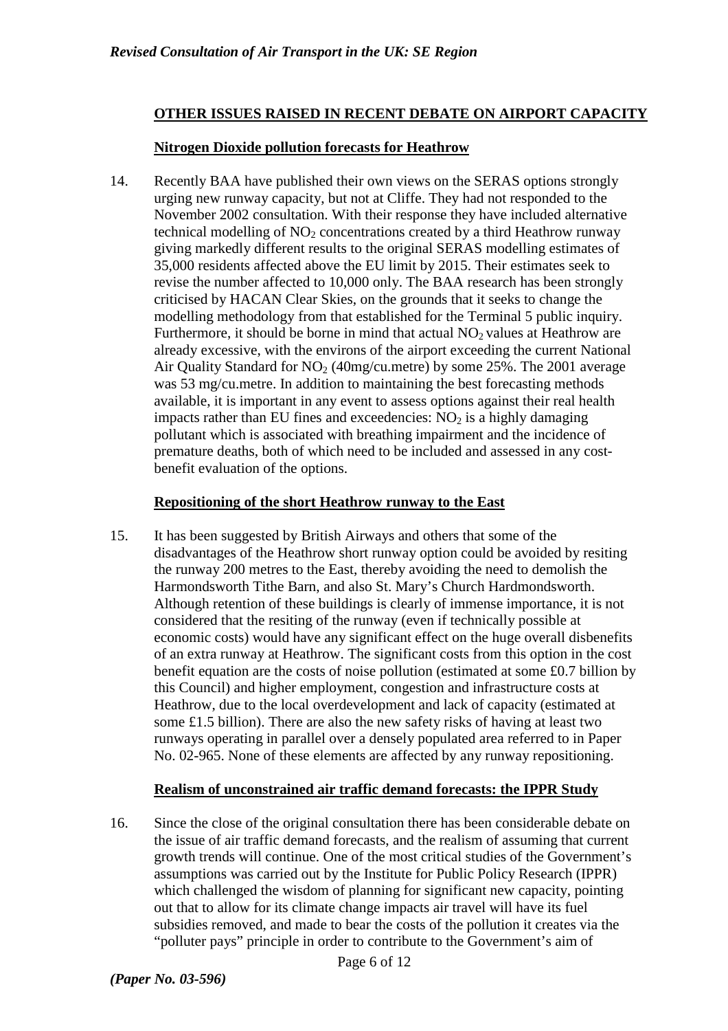## OTHER ISSUES RAISED IN RECENT DEBATE ON AIRPORT CAPACITY

### Nitrogen Dioxide pollution forecasts for Heathrow

14. Recently BAA have published their own views on the SERAS options strongly urging new runway capacity, but not at Cliffe. They had not responded to the November 2002 consultation. With their response they have included alternative technical modelling of $NO_2$ concentrations created by a third Heathrow runway giving markedly different results to the original SERAS modelling estimates of 35,000 residents affected above the EU limit by 2015. Their estimates seek to revise the number affected to 10,000 only. The BAA research has been strongly criticised by HACAN Clear Skies, on the grounds that it seeks to change the modelling methodology from that established for the Terminal 5 public inquiry. Furthermore, it should be borne in mind that actual $NO_2$ values at Heathrow are already excessive, with the environs of the airport exceeding the current National Air Quality Standard for $NO_2$ (40mg/cu.metre) by some 25%. The 2001 average was 53 mg/cu.metre. In addition to maintaining the best forecasting methods available, it is important in any event to assess options against their real health impacts rather than EU fines and exceedencies: $NO_2$ is a highly damaging pollutant which is associated with breathing impairment and the incidence of premature deaths, both of which need to be included and assessed in any cost-benefit evaluation of the options.

### Repositioning of the short Heathrow runway to the East

15. It has been suggested by British Airways and others that some of the disadvantages of the Heathrow short runway option could be avoided by resiting the runway 200 metres to the East, thereby avoiding the need to demolish the Harmondsworth Tithe Barn, and also St. Mary's Church Hardmondsworth. Although retention of these buildings is clearly of immense importance, it is not considered that the resiting of the runway (even if technically possible at economic costs) would have any significant effect on the huge overall disbenefits of an extra runway at Heathrow. The significant costs from this option in the cost benefit equation are the costs of noise pollution (estimated at some £0.7 billion by this Council) and higher employment, congestion and infrastructure costs at Heathrow, due to the local overdevelopment and lack of capacity (estimated at some £1.5 billion). There are also the new safety risks of having at least two runways operating in parallel over a densely populated area referred to in Paper No. 02-965. None of these elements are affected by any runway repositioning.

### Realism of unconstrained air traffic demand forecasts: the IPPR Study

16. Since the close of the original consultation there has been considerable debate on the issue of air traffic demand forecasts, and the realism of assuming that current growth trends will continue. One of the most critical studies of the Government's assumptions was carried out by the Institute for Public Policy Research (IPPR) which challenged the wisdom of planning for significant new capacity, pointing out that to allow for its climate change impacts air travel will have its fuel subsidies removed, and made to bear the costs of the pollution it creates via the "polluter pays" principle in order to contribute to the Government's aim of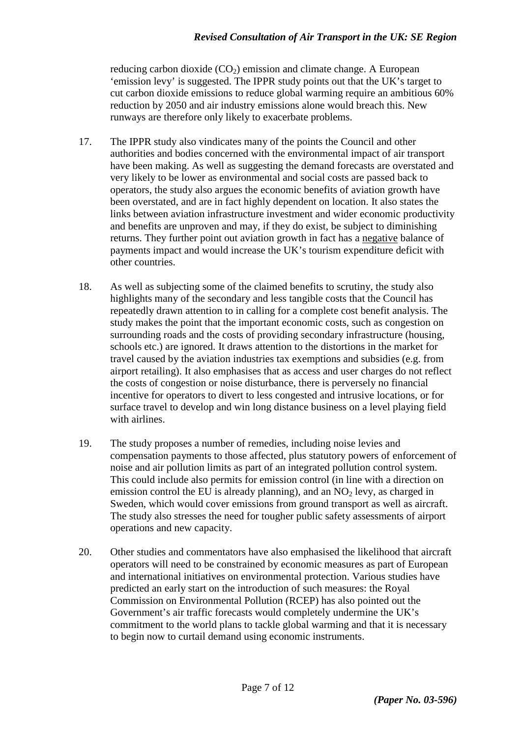reducing carbon dioxide ($CO_2$) emission and climate change. A European 'emission levy' is suggested. The IPPR study points out that the UK's target to cut carbon dioxide emissions to reduce global warming require an ambitious 60% reduction by 2050 and air industry emissions alone would breach this. New runways are therefore only likely to exacerbate problems.

17. The IPPR study also vindicates many of the points the Council and other authorities and bodies concerned with the environmental impact of air transport have been making. As well as suggesting the demand forecasts are overstated and very likely to be lower as environmental and social costs are passed back to operators, the study also argues the economic benefits of aviation growth have been overstated, and are in fact highly dependent on location. It also states the links between aviation infrastructure investment and wider economic productivity and benefits are unproven and may, if they do exist, be subject to diminishing returns. They further point out aviation growth in fact has a <u>negative</u> balance of payments impact and would increase the UK's tourism expenditure deficit with other countries.

18. As well as subjecting some of the claimed benefits to scrutiny, the study also highlights many of the secondary and less tangible costs that the Council has repeatedly drawn attention to in calling for a complete cost benefit analysis. The study makes the point that the important economic costs, such as congestion on surrounding roads and the costs of providing secondary infrastructure (housing, schools etc.) are ignored. It draws attention to the distortions in the market for travel caused by the aviation industries tax exemptions and subsidies (e.g. from airport retailing). It also emphasises that as access and user charges do not reflect the costs of congestion or noise disturbance, there is perversely no financial incentive for operators to divert to less congested and intrusive locations, or for surface travel to develop and win long distance business on a level playing field with airlines.

19. The study proposes a number of remedies, including noise levies and compensation payments to those affected, plus statutory powers of enforcement of noise and air pollution limits as part of an integrated pollution control system. This could include also permits for emission control (in line with a direction on emission control the EU is already planning), and an $NO_2$ levy, as charged in Sweden, which would cover emissions from ground transport as well as aircraft. The study also stresses the need for tougher public safety assessments of airport operations and new capacity.

20. Other studies and commentators have also emphasised the likelihood that aircraft operators will need to be constrained by economic measures as part of European and international initiatives on environmental protection. Various studies have predicted an early start on the introduction of such measures: the Royal Commission on Environmental Pollution (RCEP) has also pointed out the Government's air traffic forecasts would completely undermine the UK's commitment to the world plans to tackle global warming and that it is necessary to begin now to curtail demand using economic instruments.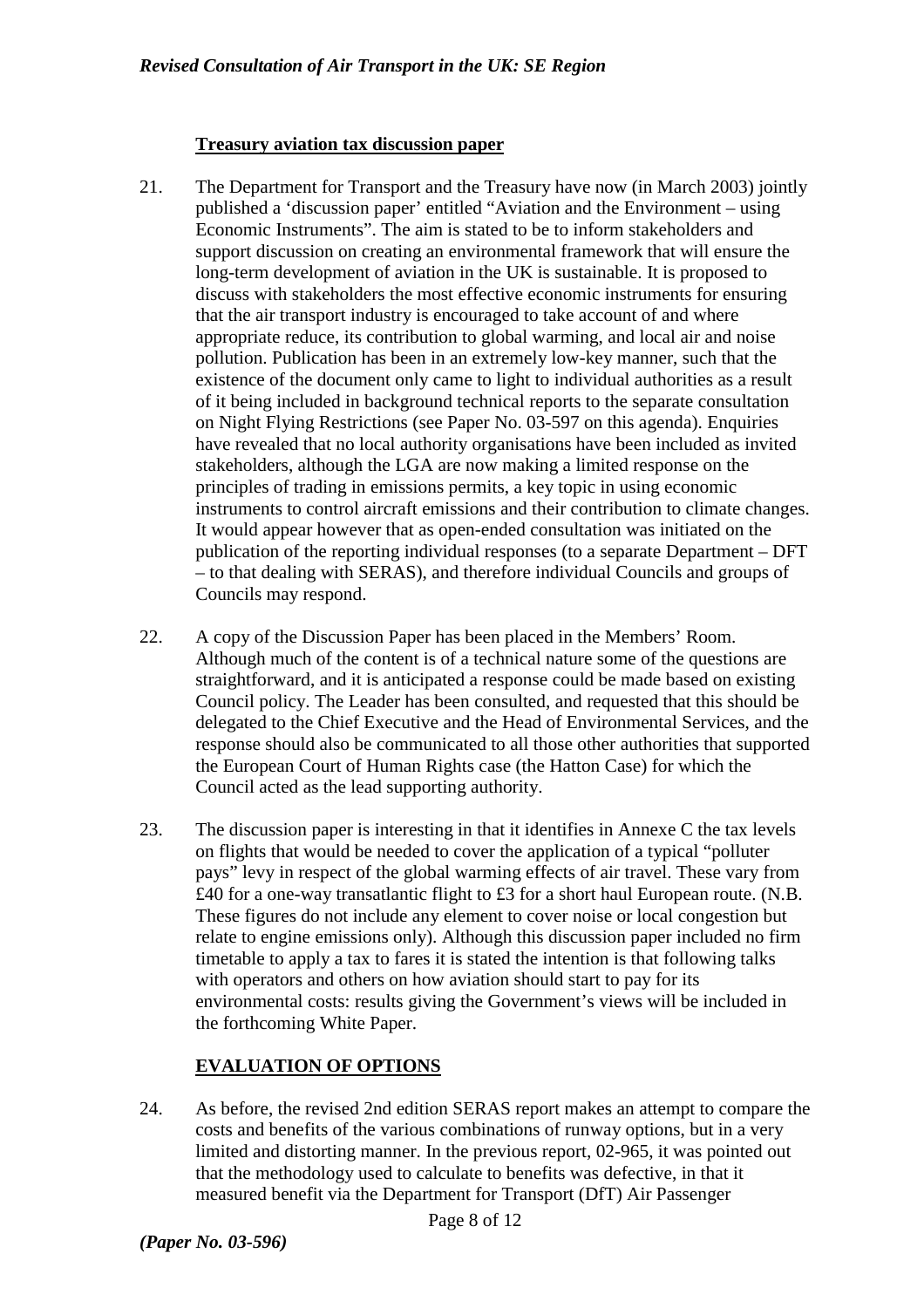### Treasury aviation tax discussion paper

21. The Department for Transport and the Treasury have now (in March 2003) jointly published a 'discussion paper' entitled "Aviation and the Environment – using Economic Instruments". The aim is stated to be to inform stakeholders and support discussion on creating an environmental framework that will ensure the long-term development of aviation in the UK is sustainable. It is proposed to discuss with stakeholders the most effective economic instruments for ensuring that the air transport industry is encouraged to take account of and where appropriate reduce, its contribution to global warming, and local air and noise pollution. Publication has been in an extremely low-key manner, such that the existence of the document only came to light to individual authorities as a result of it being included in background technical reports to the separate consultation on Night Flying Restrictions (see Paper No. 03-597 on this agenda). Enquiries have revealed that no local authority organisations have been included as invited stakeholders, although the LGA are now making a limited response on the principles of trading in emissions permits, a key topic in using economic instruments to control aircraft emissions and their contribution to climate changes. It would appear however that as open-ended consultation was initiated on the publication of the reporting individual responses (to a separate Department – DFT – to that dealing with SERAS), and therefore individual Councils and groups of Councils may respond.

22. A copy of the Discussion Paper has been placed in the Members' Room. Although much of the content is of a technical nature some of the questions are straightforward, and it is anticipated a response could be made based on existing Council policy. The Leader has been consulted, and requested that this should be delegated to the Chief Executive and the Head of Environmental Services, and the response should also be communicated to all those other authorities that supported the European Court of Human Rights case (the Hatton Case) for which the Council acted as the lead supporting authority.

23. The discussion paper is interesting in that it identifies in Annexe C the tax levels on flights that would be needed to cover the application of a typical "polluter pays" levy in respect of the global warming effects of air travel. These vary from £40 for a one-way transatlantic flight to £3 for a short haul European route. (N.B. These figures do not include any element to cover noise or local congestion but relate to engine emissions only). Although this discussion paper included no firm timetable to apply a tax to fares it is stated the intention is that following talks with operators and others on how aviation should start to pay for its environmental costs: results giving the Government's views will be included in the forthcoming White Paper.

### EVALUATION OF OPTIONS

24. As before, the revised 2nd edition SERAS report makes an attempt to compare the costs and benefits of the various combinations of runway options, but in a very limited and distorting manner. In the previous report, 02-965, it was pointed out that the methodology used to calculate to benefits was defective, in that it measured benefit via the Department for Transport (DfT) Air Passenger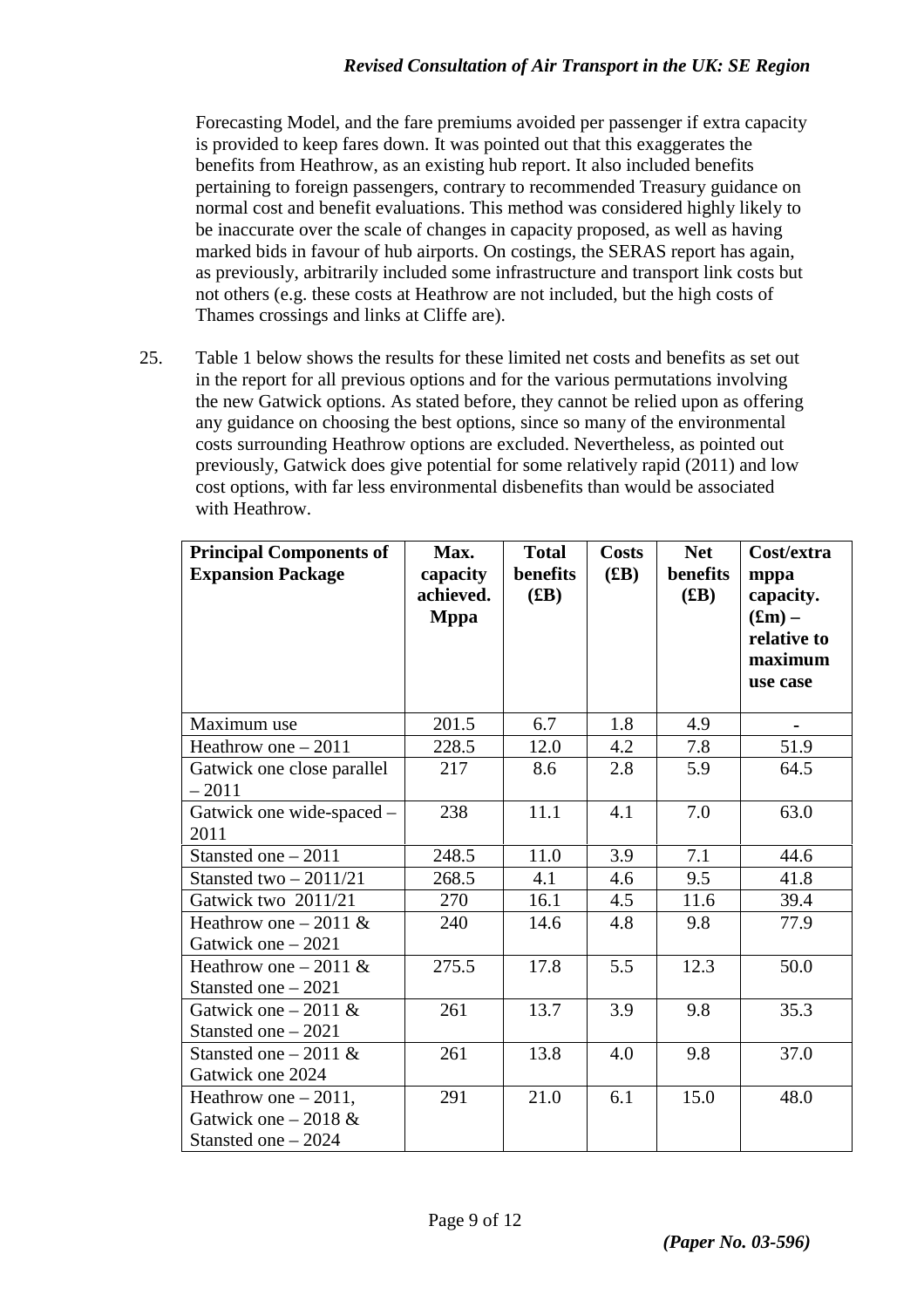Forecasting Model, and the fare premiums avoided per passenger if extra capacity is provided to keep fares down. It was pointed out that this exaggerates the benefits from Heathrow, as an existing hub report. It also included benefits pertaining to foreign passengers, contrary to recommended Treasury guidance on normal cost and benefit evaluations. This method was considered highly likely to be inaccurate over the scale of changes in capacity proposed, as well as having marked bids in favour of hub airports. On costings, the SERAS report has again, as previously, arbitrarily included some infrastructure and transport link costs but not others (e.g. these costs at Heathrow are not included, but the high costs of Thames crossings and links at Cliffe are).

25. Table 1 below shows the results for these limited net costs and benefits as set out in the report for all previous options and for the various permutations involving the new Gatwick options. As stated before, they cannot be relied upon as offering any guidance on choosing the best options, since so many of the environmental costs surrounding Heathrow options are excluded. Nevertheless, as pointed out previously, Gatwick does give potential for some relatively rapid (2011) and low cost options, with far less environmental disbenefits than would be associated with Heathrow.

| **Principal Components of Expansion Package** | **Max. capacity achieved. Mppa** | **Total benefits (£B)** | **Costs (£B)** | **Net benefits (£B)** | **Cost/extra mppa capacity. (£m) – relative to maximum use case** |
|---|---|---|---|---|---|
| Maximum use | 201.5 | 6.7 | 1.8 | 4.9 | - |
| Heathrow one – 2011 | 228.5 | 12.0 | 4.2 | 7.8 | 51.9 |
| Gatwick one close parallel – 2011 | 217 | 8.6 | 2.8 | 5.9 | 64.5 |
| Gatwick one wide-spaced – 2011 | 238 | 11.1 | 4.1 | 7.0 | 63.0 |
| Stansted one – 2011 | 248.5 | 11.0 | 3.9 | 7.1 | 44.6 |
| Stansted two – 2011/21 | 268.5 | 4.1 | 4.6 | 9.5 | 41.8 |
| Gatwick two 2011/21 | 270 | 16.1 | 4.5 | 11.6 | 39.4 |
| Heathrow one – 2011 & Gatwick one – 2021 | 240 | 14.6 | 4.8 | 9.8 | 77.9 |
| Heathrow one – 2011 & Stansted one – 2021 | 275.5 | 17.8 | 5.5 | 12.3 | 50.0 |
| Gatwick one – 2011 & Stansted one – 2021 | 261 | 13.7 | 3.9 | 9.8 | 35.3 |
| Stansted one – 2011 & Gatwick one 2024 | 261 | 13.8 | 4.0 | 9.8 | 37.0 |
| Heathrow one – 2011, Gatwick one – 2018 & Stansted one – 2024 | 291 | 21.0 | 6.1 | 15.0 | 48.0 |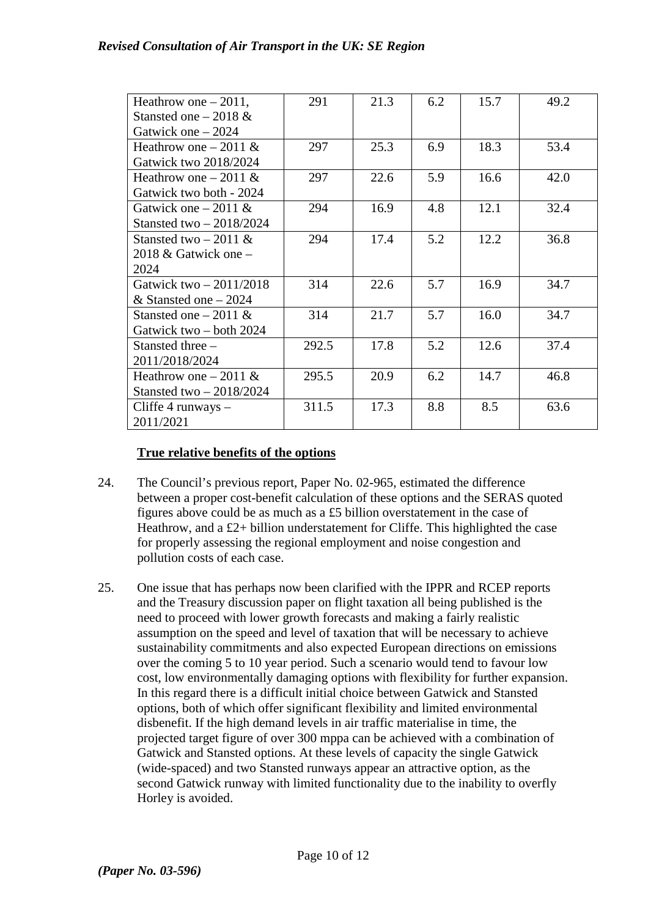| | | | | | |
|---|---|---|---|---|---|
| Heathrow one – 2011, Stansted one – 2018 & Gatwick one – 2024 | 291 | 21.3 | 6.2 | 15.7 | 49.2 |
| Heathrow one – 2011 & Gatwick two 2018/2024 | 297 | 25.3 | 6.9 | 18.3 | 53.4 |
| Heathrow one – 2011 & Gatwick two both - 2024 | 297 | 22.6 | 5.9 | 16.6 | 42.0 |
| Gatwick one – 2011 & Stansted two – 2018/2024 | 294 | 16.9 | 4.8 | 12.1 | 32.4 |
| Stansted two – 2011 & 2018 & Gatwick one – 2024 | 294 | 17.4 | 5.2 | 12.2 | 36.8 |
| Gatwick two – 2011/2018 & Stansted one – 2024 | 314 | 22.6 | 5.7 | 16.9 | 34.7 |
| Stansted one – 2011 & Gatwick two – both 2024 | 314 | 21.7 | 5.7 | 16.0 | 34.7 |
| Stansted three – 2011/2018/2024 | 292.5 | 17.8 | 5.2 | 12.6 | 37.4 |
| Heathrow one – 2011 & Stansted two – 2018/2024 | 295.5 | 20.9 | 6.2 | 14.7 | 46.8 |
| Cliffe 4 runways – 2011/2021 | 311.5 | 17.3 | 8.8 | 8.5 | 63.6 |

**True relative benefits of the options**

24. The Council's previous report, Paper No. 02-965, estimated the difference between a proper cost-benefit calculation of these options and the SERAS quoted figures above could be as much as a £5 billion overstatement in the case of Heathrow, and a £2+ billion understatement for Cliffe. This highlighted the case for properly assessing the regional employment and noise congestion and pollution costs of each case.

25. One issue that has perhaps now been clarified with the IPPR and RCEP reports and the Treasury discussion paper on flight taxation all being published is the need to proceed with lower growth forecasts and making a fairly realistic assumption on the speed and level of taxation that will be necessary to achieve sustainability commitments and also expected European directions on emissions over the coming 5 to 10 year period. Such a scenario would tend to favour low cost, low environmentally damaging options with flexibility for further expansion. In this regard there is a difficult initial choice between Gatwick and Stansted options, both of which offer significant flexibility and limited environmental disbenefit. If the high demand levels in air traffic materialise in time, the projected target figure of over 300 mppa can be achieved with a combination of Gatwick and Stansted options. At these levels of capacity the single Gatwick (wide-spaced) and two Stansted runways appear an attractive option, as the second Gatwick runway with limited functionality due to the inability to overfly Horley is avoided.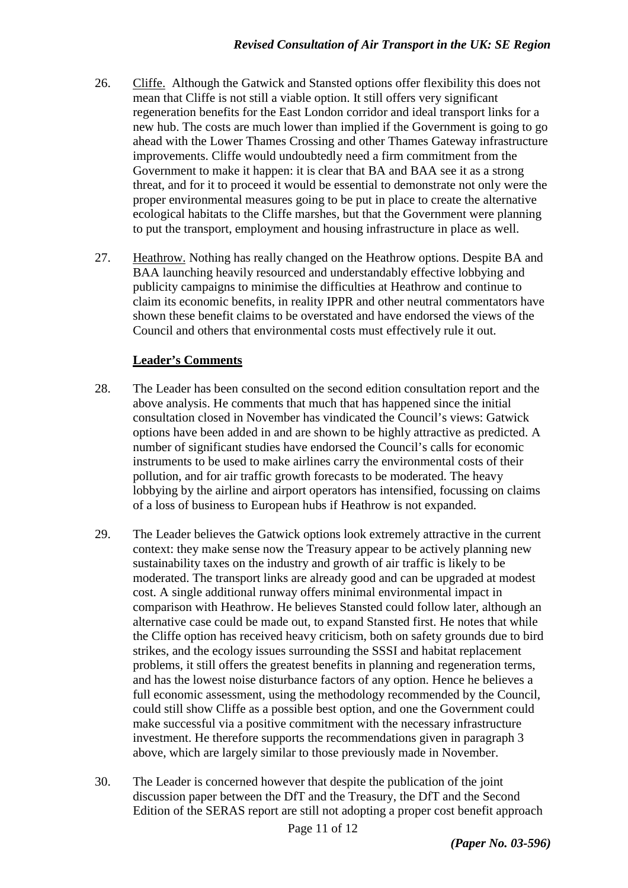26. <u>Cliffe.</u> Although the Gatwick and Stansted options offer flexibility this does not mean that Cliffe is not still a viable option. It still offers very significant regeneration benefits for the East London corridor and ideal transport links for a new hub. The costs are much lower than implied if the Government is going to go ahead with the Lower Thames Crossing and other Thames Gateway infrastructure improvements. Cliffe would undoubtedly need a firm commitment from the Government to make it happen: it is clear that BA and BAA see it as a strong threat, and for it to proceed it would be essential to demonstrate not only were the proper environmental measures going to be put in place to create the alternative ecological habitats to the Cliffe marshes, but that the Government were planning to put the transport, employment and housing infrastructure in place as well.

27. <u>Heathrow.</u> Nothing has really changed on the Heathrow options. Despite BA and BAA launching heavily resourced and understandably effective lobbying and publicity campaigns to minimise the difficulties at Heathrow and continue to claim its economic benefits, in reality IPPR and other neutral commentators have shown these benefit claims to be overstated and have endorsed the views of the Council and others that environmental costs must effectively rule it out.

**<u>Leader's Comments</u>**

28. The Leader has been consulted on the second edition consultation report and the above analysis. He comments that much that has happened since the initial consultation closed in November has vindicated the Council's views: Gatwick options have been added in and are shown to be highly attractive as predicted. A number of significant studies have endorsed the Council's calls for economic instruments to be used to make airlines carry the environmental costs of their pollution, and for air traffic growth forecasts to be moderated. The heavy lobbying by the airline and airport operators has intensified, focussing on claims of a loss of business to European hubs if Heathrow is not expanded.

29. The Leader believes the Gatwick options look extremely attractive in the current context: they make sense now the Treasury appear to be actively planning new sustainability taxes on the industry and growth of air traffic is likely to be moderated. The transport links are already good and can be upgraded at modest cost. A single additional runway offers minimal environmental impact in comparison with Heathrow. He believes Stansted could follow later, although an alternative case could be made out, to expand Stansted first. He notes that while the Cliffe option has received heavy criticism, both on safety grounds due to bird strikes, and the ecology issues surrounding the SSSI and habitat replacement problems, it still offers the greatest benefits in planning and regeneration terms, and has the lowest noise disturbance factors of any option. Hence he believes a full economic assessment, using the methodology recommended by the Council, could still show Cliffe as a possible best option, and one the Government could make successful via a positive commitment with the necessary infrastructure investment. He therefore supports the recommendations given in paragraph 3 above, which are largely similar to those previously made in November.

30. The Leader is concerned however that despite the publication of the joint discussion paper between the DfT and the Treasury, the DfT and the Second Edition of the SERAS report are still not adopting a proper cost benefit approach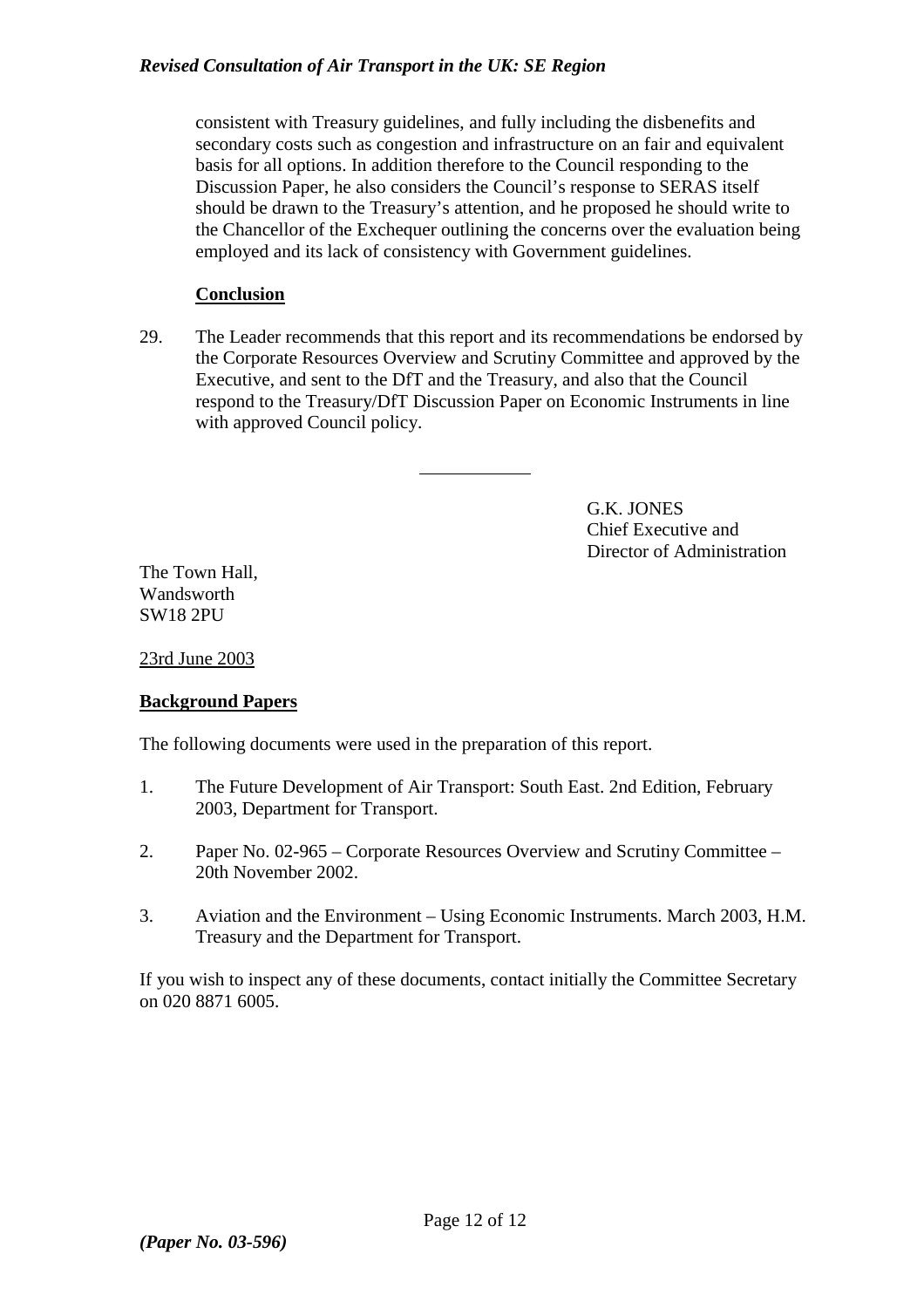consistent with Treasury guidelines, and fully including the disbenefits and secondary costs such as congestion and infrastructure on an fair and equivalent basis for all options. In addition therefore to the Council responding to the Discussion Paper, he also considers the Council's response to SERAS itself should be drawn to the Treasury's attention, and he proposed he should write to the Chancellor of the Exchequer outlining the concerns over the evaluation being employed and its lack of consistency with Government guidelines.

**Conclusion**

29. The Leader recommends that this report and its recommendations be endorsed by the Corporate Resources Overview and Scrutiny Committee and approved by the Executive, and sent to the DfT and the Treasury, and also that the Council respond to the Treasury/DfT Discussion Paper on Economic Instruments in line with approved Council policy.

---

G.K. JONES
Chief Executive and
Director of Administration

The Town Hall,
Wandsworth
SW18 2PU

23rd June 2003

**Background Papers**

The following documents were used in the preparation of this report.

1. The Future Development of Air Transport: South East. 2nd Edition, February 2003, Department for Transport.

2. Paper No. 02-965 – Corporate Resources Overview and Scrutiny Committee – 20th November 2002.

3. Aviation and the Environment – Using Economic Instruments. March 2003, H.M. Treasury and the Department for Transport.

If you wish to inspect any of these documents, contact initially the Committee Secretary on 020 8871 6005.